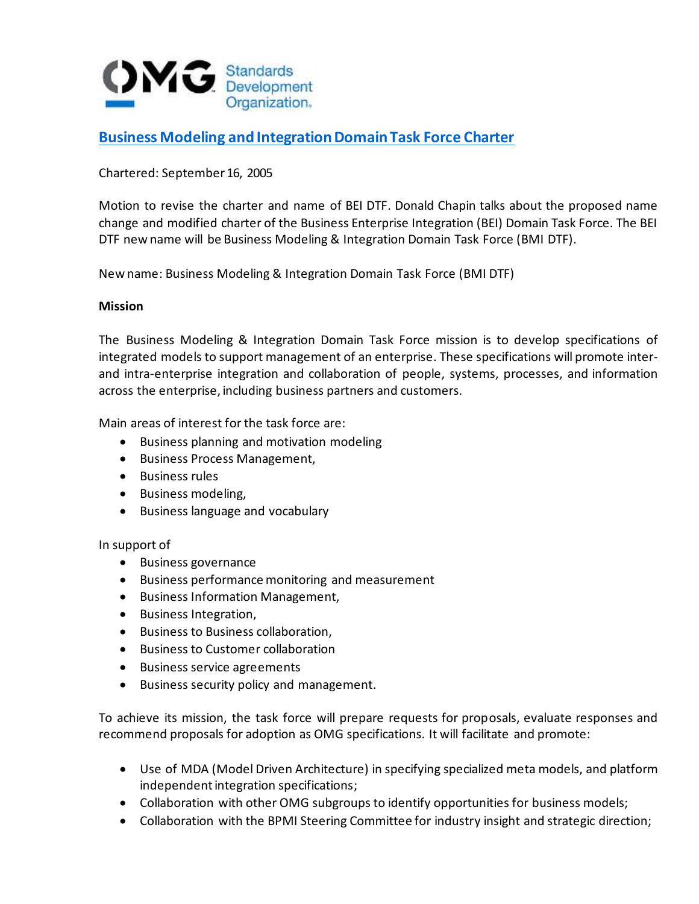# Business Modeling and Integration Domain Task Force Charter

Chartered: September 16, 2005

Motion to revise the charter and name of BEI DTF. Donald Chapin talks about the proposed name change and modified charter of the Business Enterprise Integration (BEI) Domain Task Force. The BEI DTF new name will be Business Modeling & Integration Domain Task Force (BMI DTF).

New name: Business Modeling & Integration Domain Task Force (BMI DTF)

**Mission**

The Business Modeling & Integration Domain Task Force mission is to develop specifications of integrated models to support management of an enterprise. These specifications will promote inter- and intra-enterprise integration and collaboration of people, systems, processes, and information across the enterprise, including business partners and customers.

Main areas of interest for the task force are:

- Business planning and motivation modeling
- Business Process Management,
- Business rules
- Business modeling,
- Business language and vocabulary

In support of

- Business governance
- Business performance monitoring and measurement
- Business Information Management,
- Business Integration,
- Business to Business collaboration,
- Business to Customer collaboration
- Business service agreements
- Business security policy and management.

To achieve its mission, the task force will prepare requests for proposals, evaluate responses and recommend proposals for adoption as OMG specifications. It will facilitate and promote:

- Use of MDA (Model Driven Architecture) in specifying specialized meta models, and platform independent integration specifications;
- Collaboration with other OMG subgroups to identify opportunities for business models;
- Collaboration with the BPMI Steering Committee for industry insight and strategic direction;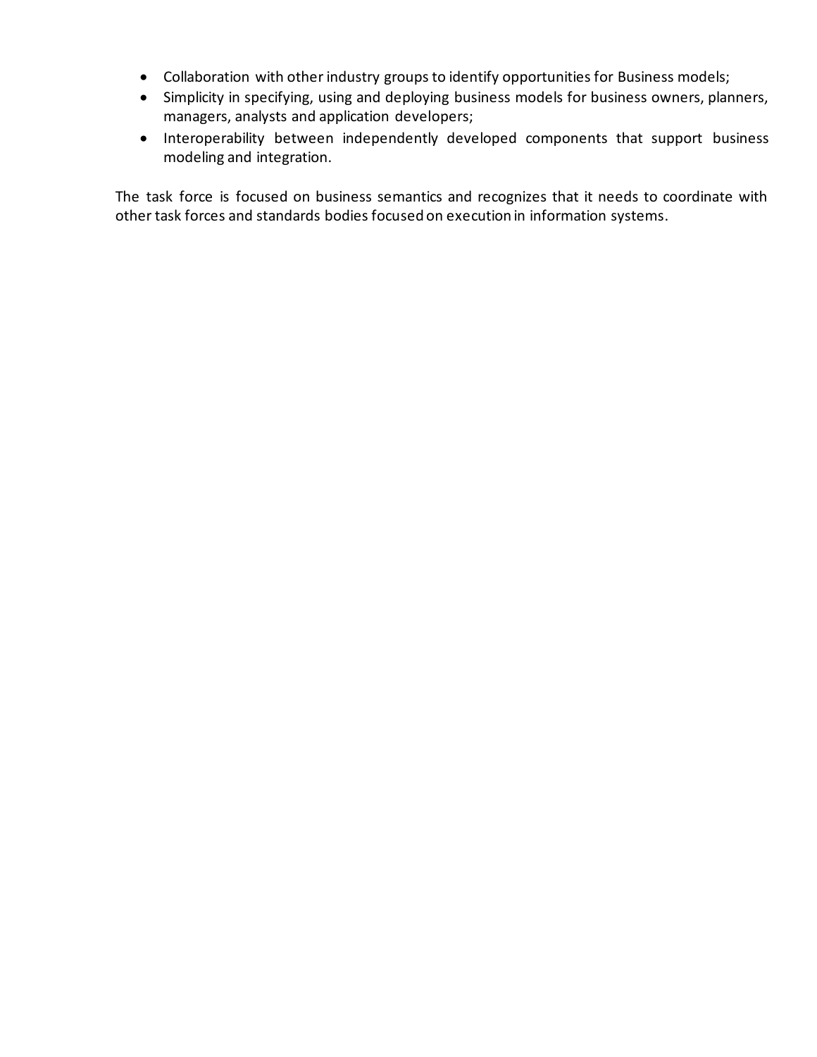- Collaboration with other industry groups to identify opportunities for Business models;
- Simplicity in specifying, using and deploying business models for business owners, planners, managers, analysts and application developers;
- Interoperability between independently developed components that support business modeling and integration.

The task force is focused on business semantics and recognizes that it needs to coordinate with other task forces and standards bodies focused on execution in information systems.